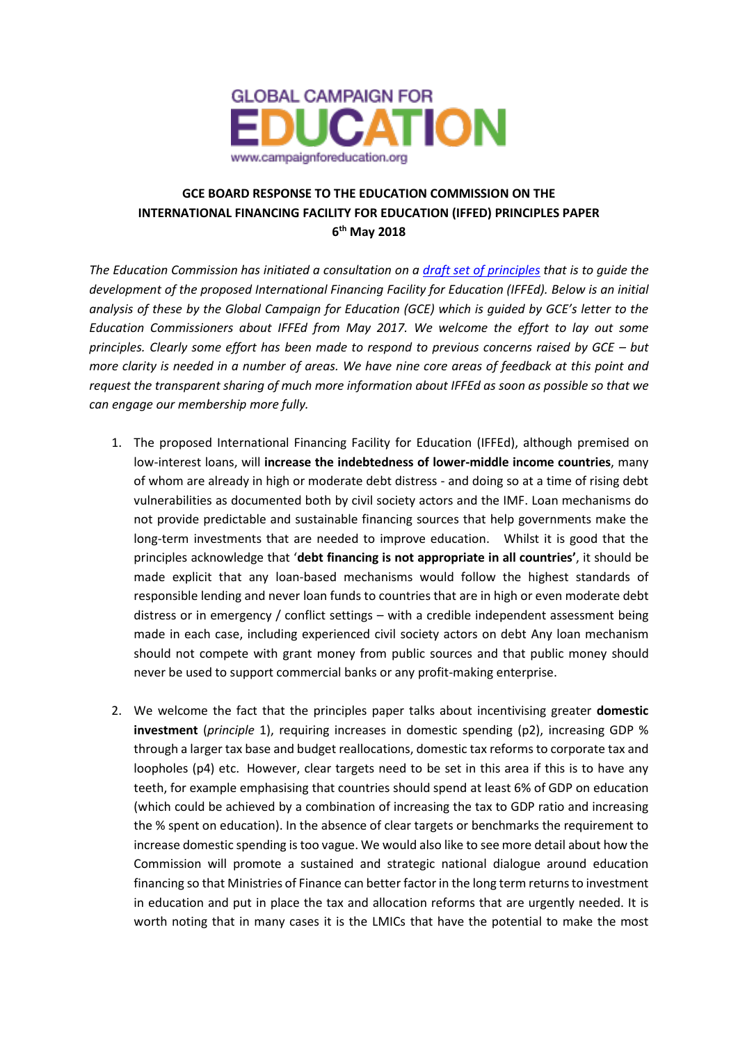GLOBAL CAMPAIGN FOR

EDUCATION

www.campaignforeducation.org

## GCE BOARD RESPONSE TO THE EDUCATION COMMISSION ON THE INTERNATIONAL FINANCING FACILITY FOR EDUCATION (IFFED) PRINCIPLES PAPER

**6th May 2018**

*The Education Commission has initiated a consultation on a [draft set of principles]() that is to guide the development of the proposed International Financing Facility for Education (IFFEd). Below is an initial analysis of these by the Global Campaign for Education (GCE) which is guided by GCE's letter to the Education Commissioners about IFFEd from May 2017. We welcome the effort to lay out some principles. Clearly some effort has been made to respond to previous concerns raised by GCE – but more clarity is needed in a number of areas. We have nine core areas of feedback at this point and request the transparent sharing of much more information about IFFEd as soon as possible so that we can engage our membership more fully.*

1. The proposed International Financing Facility for Education (IFFEd), although premised on low-interest loans, will **increase the indebtedness of lower-middle income countries**, many of whom are already in high or moderate debt distress - and doing so at a time of rising debt vulnerabilities as documented both by civil society actors and the IMF. Loan mechanisms do not provide predictable and sustainable financing sources that help governments make the long-term investments that are needed to improve education. Whilst it is good that the principles acknowledge that '**debt financing is not appropriate in all countries'**, it should be made explicit that any loan-based mechanisms would follow the highest standards of responsible lending and never loan funds to countries that are in high or even moderate debt distress or in emergency / conflict settings – with a credible independent assessment being made in each case, including experienced civil society actors on debt Any loan mechanism should not compete with grant money from public sources and that public money should never be used to support commercial banks or any profit-making enterprise.

2. We welcome the fact that the principles paper talks about incentivising greater **domestic investment** (*principle* 1), requiring increases in domestic spending (p2), increasing GDP % through a larger tax base and budget reallocations, domestic tax reforms to corporate tax and loopholes (p4) etc. However, clear targets need to be set in this area if this is to have any teeth, for example emphasising that countries should spend at least 6% of GDP on education (which could be achieved by a combination of increasing the tax to GDP ratio and increasing the % spent on education). In the absence of clear targets or benchmarks the requirement to increase domestic spending is too vague. We would also like to see more detail about how the Commission will promote a sustained and strategic national dialogue around education financing so that Ministries of Finance can better factor in the long term returns to investment in education and put in place the tax and allocation reforms that are urgently needed. It is worth noting that in many cases it is the LMICs that have the potential to make the most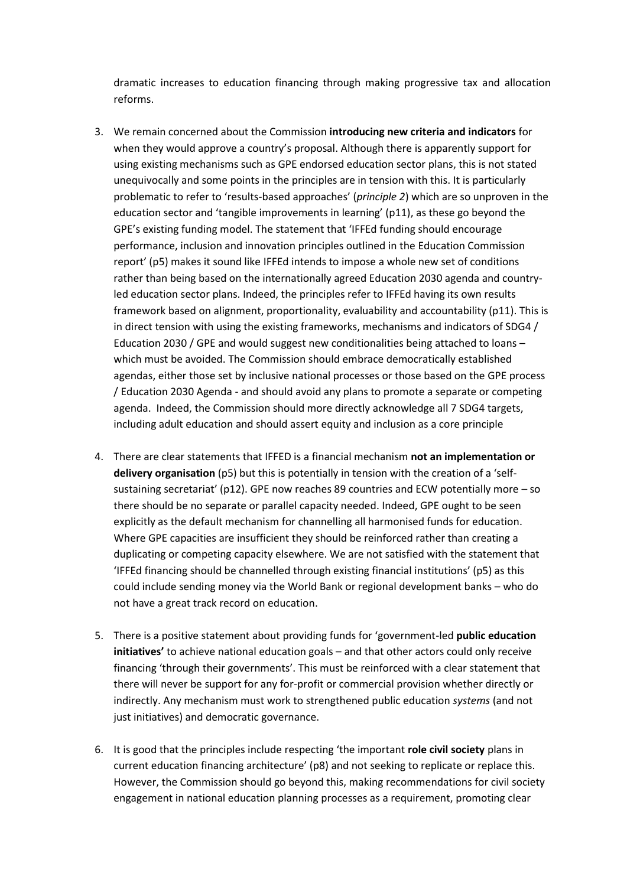dramatic increases to education financing through making progressive tax and allocation reforms.

3. We remain concerned about the Commission **introducing new criteria and indicators** for when they would approve a country's proposal. Although there is apparently support for using existing mechanisms such as GPE endorsed education sector plans, this is not stated unequivocally and some points in the principles are in tension with this. It is particularly problematic to refer to 'results-based approaches' (*principle 2*) which are so unproven in the education sector and 'tangible improvements in learning' (p11), as these go beyond the GPE's existing funding model. The statement that 'IFFEd funding should encourage performance, inclusion and innovation principles outlined in the Education Commission report' (p5) makes it sound like IFFEd intends to impose a whole new set of conditions rather than being based on the internationally agreed Education 2030 agenda and country-led education sector plans. Indeed, the principles refer to IFFEd having its own results framework based on alignment, proportionality, evaluability and accountability (p11). This is in direct tension with using the existing frameworks, mechanisms and indicators of SDG4 / Education 2030 / GPE and would suggest new conditionalities being attached to loans – which must be avoided. The Commission should embrace democratically established agendas, either those set by inclusive national processes or those based on the GPE process / Education 2030 Agenda - and should avoid any plans to promote a separate or competing agenda. Indeed, the Commission should more directly acknowledge all 7 SDG4 targets, including adult education and should assert equity and inclusion as a core principle

4. There are clear statements that IFFED is a financial mechanism **not an implementation or delivery organisation** (p5) but this is potentially in tension with the creation of a 'self-sustaining secretariat' (p12). GPE now reaches 89 countries and ECW potentially more – so there should be no separate or parallel capacity needed. Indeed, GPE ought to be seen explicitly as the default mechanism for channelling all harmonised funds for education. Where GPE capacities are insufficient they should be reinforced rather than creating a duplicating or competing capacity elsewhere. We are not satisfied with the statement that 'IFFEd financing should be channelled through existing financial institutions' (p5) as this could include sending money via the World Bank or regional development banks – who do not have a great track record on education.

5. There is a positive statement about providing funds for 'government-led **public education initiatives'** to achieve national education goals – and that other actors could only receive financing 'through their governments'. This must be reinforced with a clear statement that there will never be support for any for-profit or commercial provision whether directly or indirectly. Any mechanism must work to strengthened public education *systems* (and not just initiatives) and democratic governance.

6. It is good that the principles include respecting 'the important **role civil society** plans in current education financing architecture' (p8) and not seeking to replicate or replace this. However, the Commission should go beyond this, making recommendations for civil society engagement in national education planning processes as a requirement, promoting clear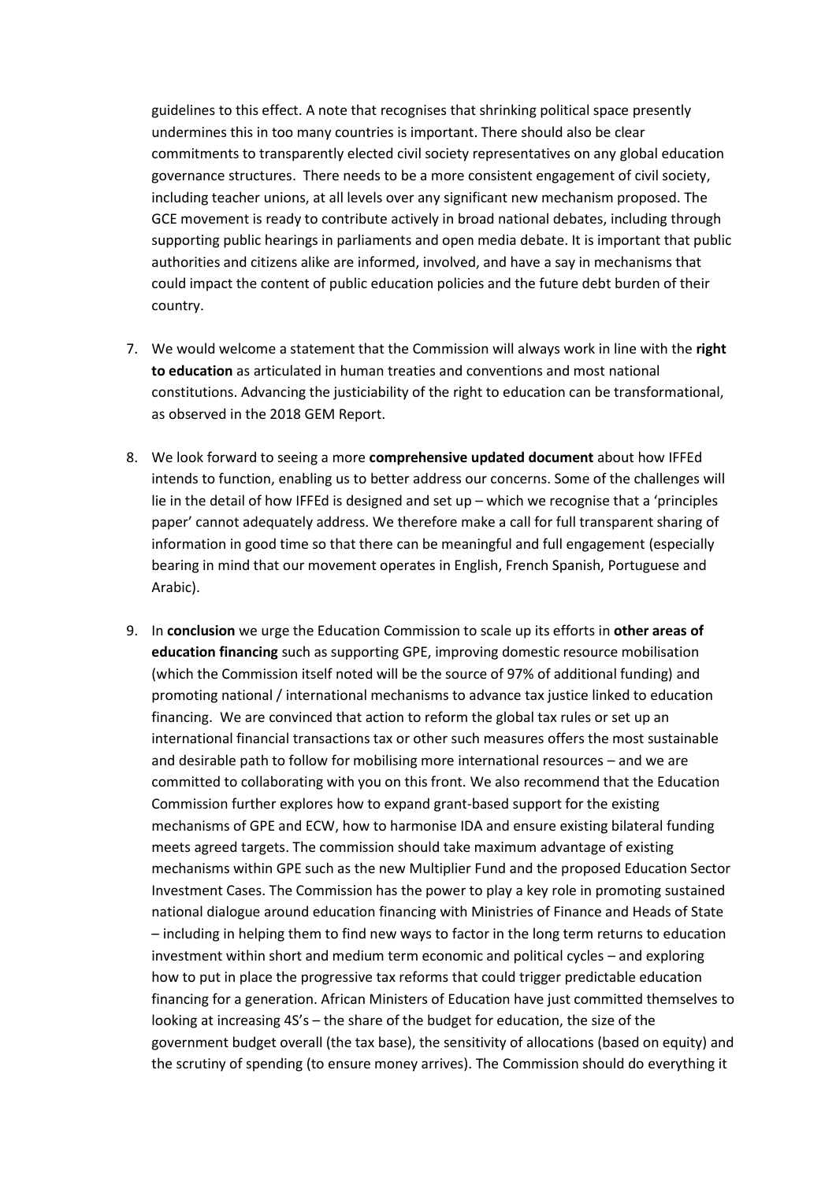guidelines to this effect. A note that recognises that shrinking political space presently undermines this in too many countries is important. There should also be clear commitments to transparently elected civil society representatives on any global education governance structures. There needs to be a more consistent engagement of civil society, including teacher unions, at all levels over any significant new mechanism proposed. The GCE movement is ready to contribute actively in broad national debates, including through supporting public hearings in parliaments and open media debate. It is important that public authorities and citizens alike are informed, involved, and have a say in mechanisms that could impact the content of public education policies and the future debt burden of their country.

7. We would welcome a statement that the Commission will always work in line with the **right to education** as articulated in human treaties and conventions and most national constitutions. Advancing the justiciability of the right to education can be transformational, as observed in the 2018 GEM Report.

8. We look forward to seeing a more **comprehensive updated document** about how IFFEd intends to function, enabling us to better address our concerns. Some of the challenges will lie in the detail of how IFFEd is designed and set up – which we recognise that a 'principles paper' cannot adequately address. We therefore make a call for full transparent sharing of information in good time so that there can be meaningful and full engagement (especially bearing in mind that our movement operates in English, French Spanish, Portuguese and Arabic).

9. In **conclusion** we urge the Education Commission to scale up its efforts in **other areas of education financing** such as supporting GPE, improving domestic resource mobilisation (which the Commission itself noted will be the source of 97% of additional funding) and promoting national / international mechanisms to advance tax justice linked to education financing. We are convinced that action to reform the global tax rules or set up an international financial transactions tax or other such measures offers the most sustainable and desirable path to follow for mobilising more international resources – and we are committed to collaborating with you on this front. We also recommend that the Education Commission further explores how to expand grant-based support for the existing mechanisms of GPE and ECW, how to harmonise IDA and ensure existing bilateral funding meets agreed targets. The commission should take maximum advantage of existing mechanisms within GPE such as the new Multiplier Fund and the proposed Education Sector Investment Cases. The Commission has the power to play a key role in promoting sustained national dialogue around education financing with Ministries of Finance and Heads of State – including in helping them to find new ways to factor in the long term returns to education investment within short and medium term economic and political cycles – and exploring how to put in place the progressive tax reforms that could trigger predictable education financing for a generation. African Ministers of Education have just committed themselves to looking at increasing 4S's – the share of the budget for education, the size of the government budget overall (the tax base), the sensitivity of allocations (based on equity) and the scrutiny of spending (to ensure money arrives). The Commission should do everything it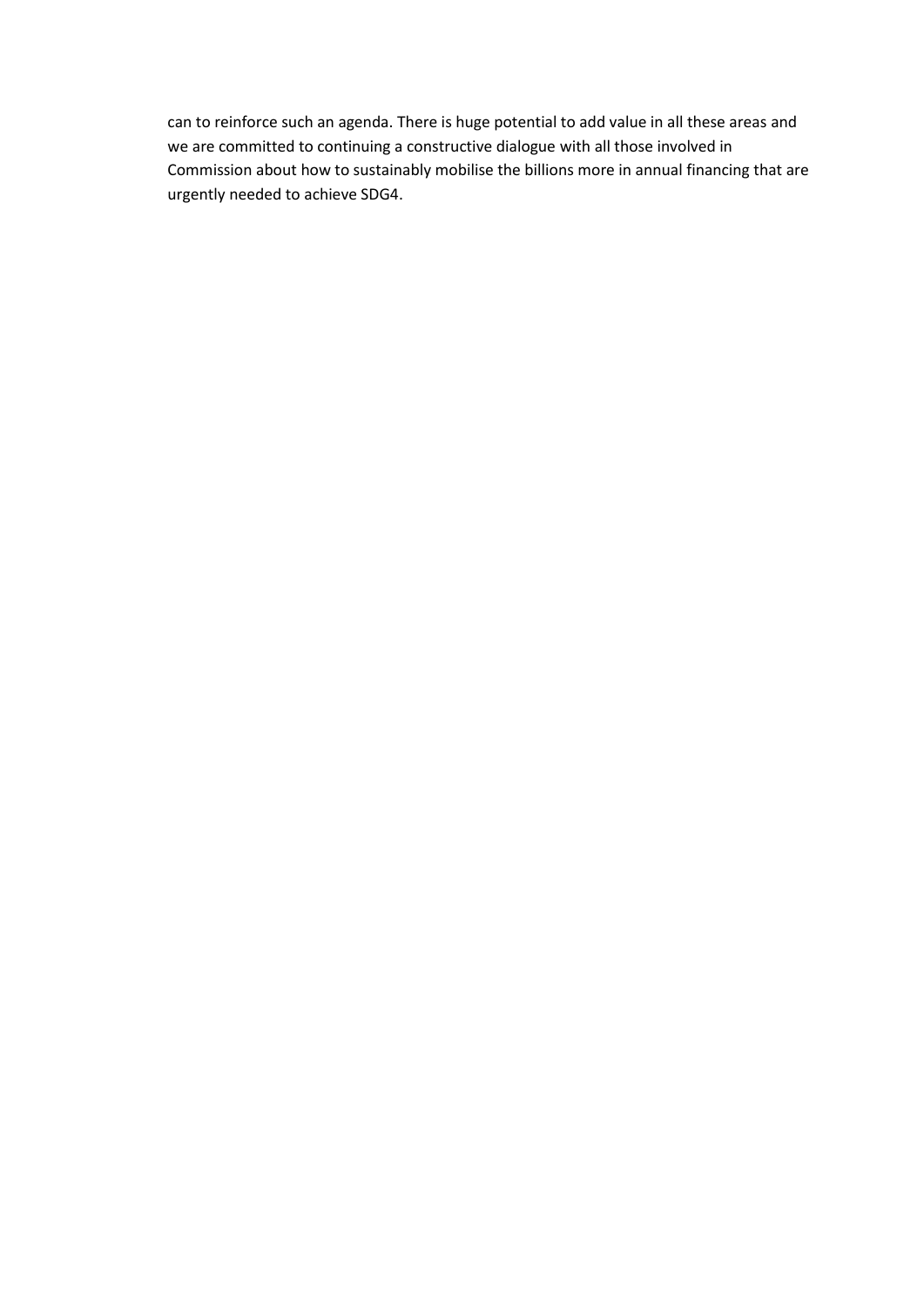can to reinforce such an agenda. There is huge potential to add value in all these areas and we are committed to continuing a constructive dialogue with all those involved in Commission about how to sustainably mobilise the billions more in annual financing that are urgently needed to achieve SDG4.